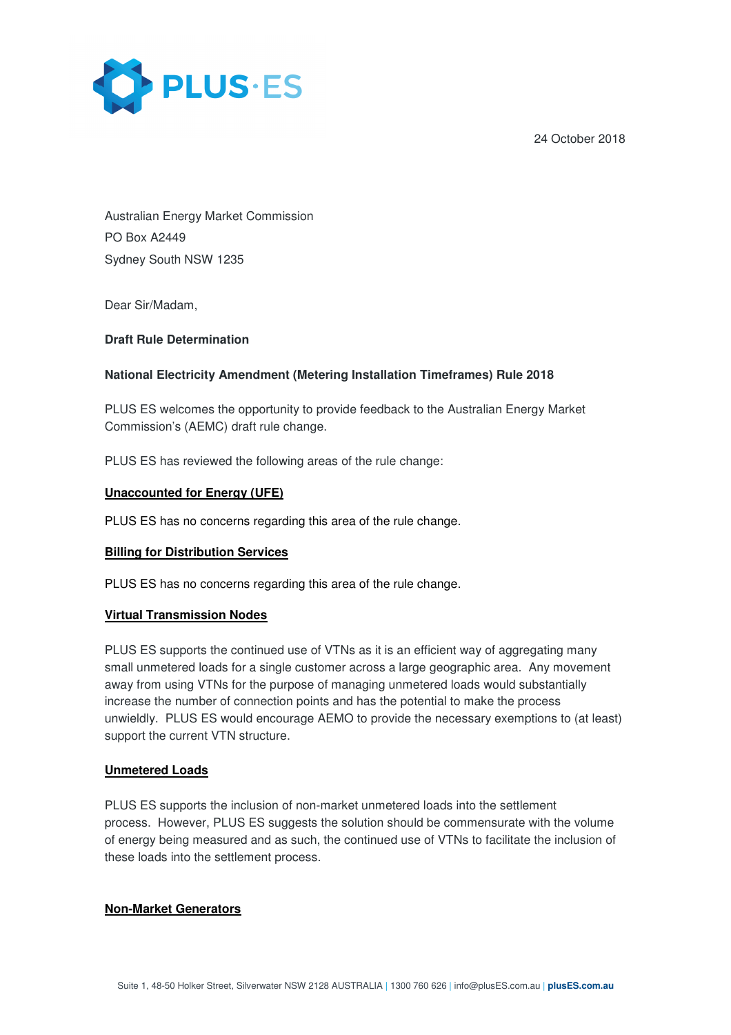PLUS·ES

24 October 2018

Australian Energy Market Commission
PO Box A2449
Sydney South NSW 1235

Dear Sir/Madam,

**Draft Rule Determination**

**National Electricity Amendment (Metering Installation Timeframes) Rule 2018**

PLUS ES welcomes the opportunity to provide feedback to the Australian Energy Market Commission's (AEMC) draft rule change.

PLUS ES has reviewed the following areas of the rule change:

**Unaccounted for Energy (UFE)**

PLUS ES has no concerns regarding this area of the rule change.

**Billing for Distribution Services**

PLUS ES has no concerns regarding this area of the rule change.

**Virtual Transmission Nodes**

PLUS ES supports the continued use of VTNs as it is an efficient way of aggregating many small unmetered loads for a single customer across a large geographic area. Any movement away from using VTNs for the purpose of managing unmetered loads would substantially increase the number of connection points and has the potential to make the process unwieldly. PLUS ES would encourage AEMO to provide the necessary exemptions to (at least) support the current VTN structure.

**Unmetered Loads**

PLUS ES supports the inclusion of non-market unmetered loads into the settlement process. However, PLUS ES suggests the solution should be commensurate with the volume of energy being measured and as such, the continued use of VTNs to facilitate the inclusion of these loads into the settlement process.

**Non-Market Generators**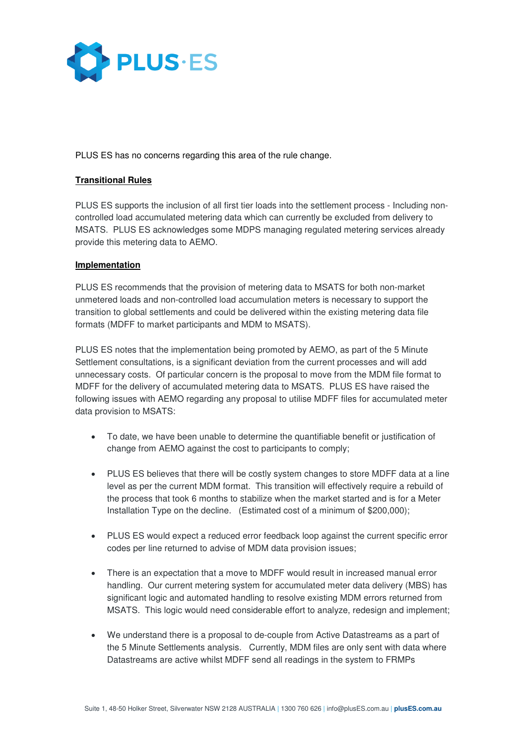PLUS ES has no concerns regarding this area of the rule change.

**Transitional Rules**

PLUS ES supports the inclusion of all first tier loads into the settlement process - Including non-controlled load accumulated metering data which can currently be excluded from delivery to MSATS. PLUS ES acknowledges some MDPS managing regulated metering services already provide this metering data to AEMO.

**Implementation**

PLUS ES recommends that the provision of metering data to MSATS for both non-market unmetered loads and non-controlled load accumulation meters is necessary to support the transition to global settlements and could be delivered within the existing metering data file formats (MDFF to market participants and MDM to MSATS).

PLUS ES notes that the implementation being promoted by AEMO, as part of the 5 Minute Settlement consultations, is a significant deviation from the current processes and will add unnecessary costs. Of particular concern is the proposal to move from the MDM file format to MDFF for the delivery of accumulated metering data to MSATS. PLUS ES have raised the following issues with AEMO regarding any proposal to utilise MDFF files for accumulated meter data provision to MSATS:

- To date, we have been unable to determine the quantifiable benefit or justification of change from AEMO against the cost to participants to comply;
- PLUS ES believes that there will be costly system changes to store MDFF data at a line level as per the current MDM format. This transition will effectively require a rebuild of the process that took 6 months to stabilize when the market started and is for a Meter Installation Type on the decline. (Estimated cost of a minimum of $200,000);
- PLUS ES would expect a reduced error feedback loop against the current specific error codes per line returned to advise of MDM data provision issues;
- There is an expectation that a move to MDFF would result in increased manual error handling. Our current metering system for accumulated meter data delivery (MBS) has significant logic and automated handling to resolve existing MDM errors returned from MSATS. This logic would need considerable effort to analyze, redesign and implement;
- We understand there is a proposal to de-couple from Active Datastreams as a part of the 5 Minute Settlements analysis. Currently, MDM files are only sent with data where Datastreams are active whilst MDFF send all readings in the system to FRMPs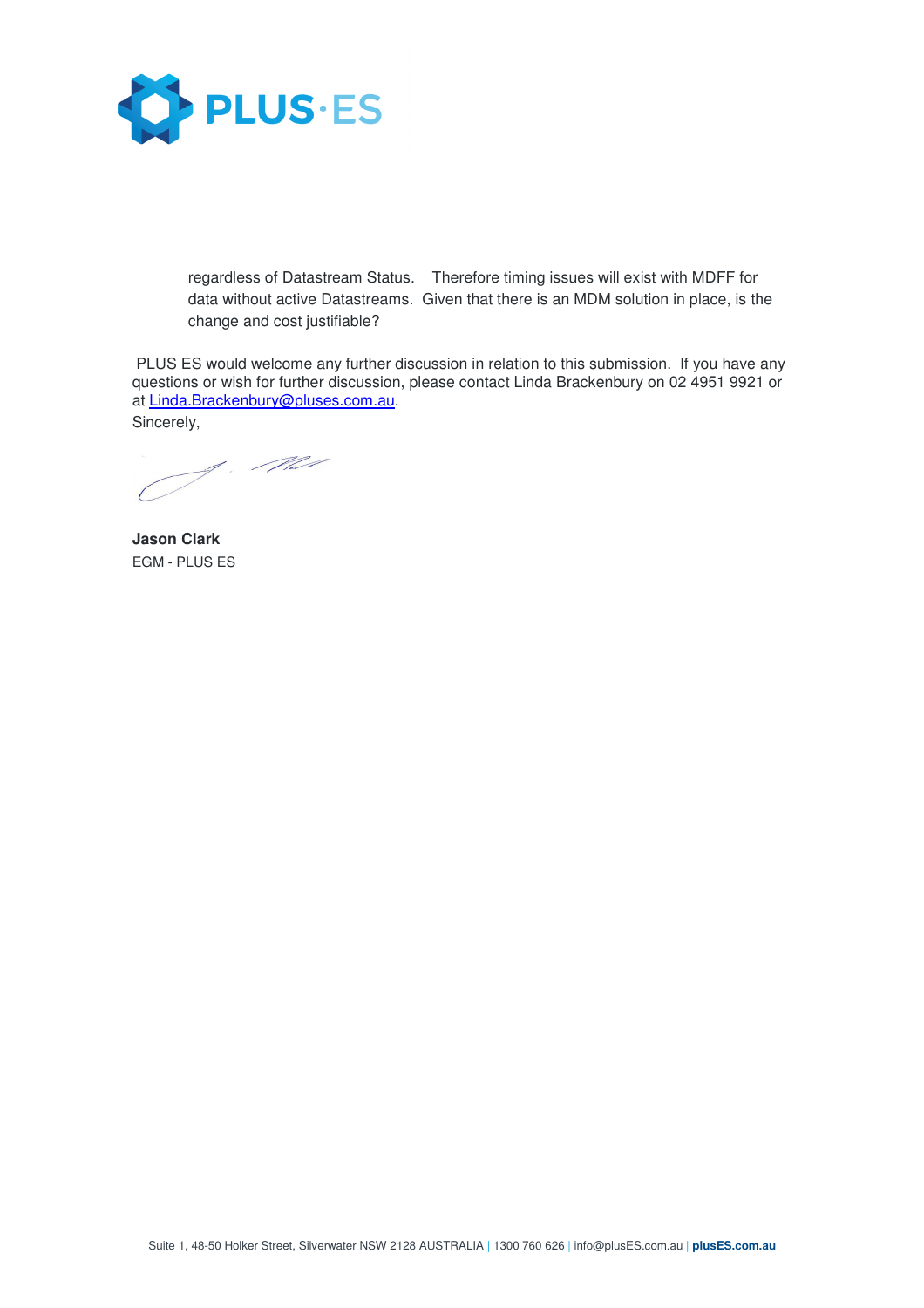regardless of Datastream Status. Therefore timing issues will exist with MDFF for data without active Datastreams. Given that there is an MDM solution in place, is the change and cost justifiable?

PLUS ES would welcome any further discussion in relation to this submission. If you have any questions or wish for further discussion, please contact Linda Brackenbury on 02 4951 9921 or at Linda.Brackenbury@pluses.com.au.

Sincerely,

**Jason Clark**
EGM - PLUS ES